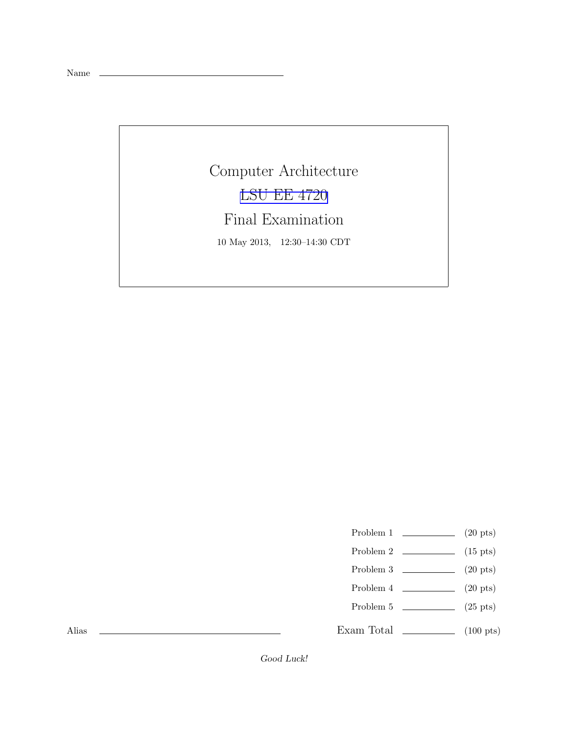Name ______________________________

# Computer Architecture

## LSU EE 4720

## Final Examination

10 May 2013, 12:30–14:30 CDT

| | | |
|---|---|---|
| Problem 1 | ________ | (20 pts) |
| Problem 2 | ________ | (15 pts) |
| Problem 3 | ________ | (20 pts) |
| Problem 4 | ________ | (20 pts) |
| Problem 5 | ________ | (25 pts) |
| Exam Total | ________ | (100 pts) |

Alias ______________________________

*Good Luck!*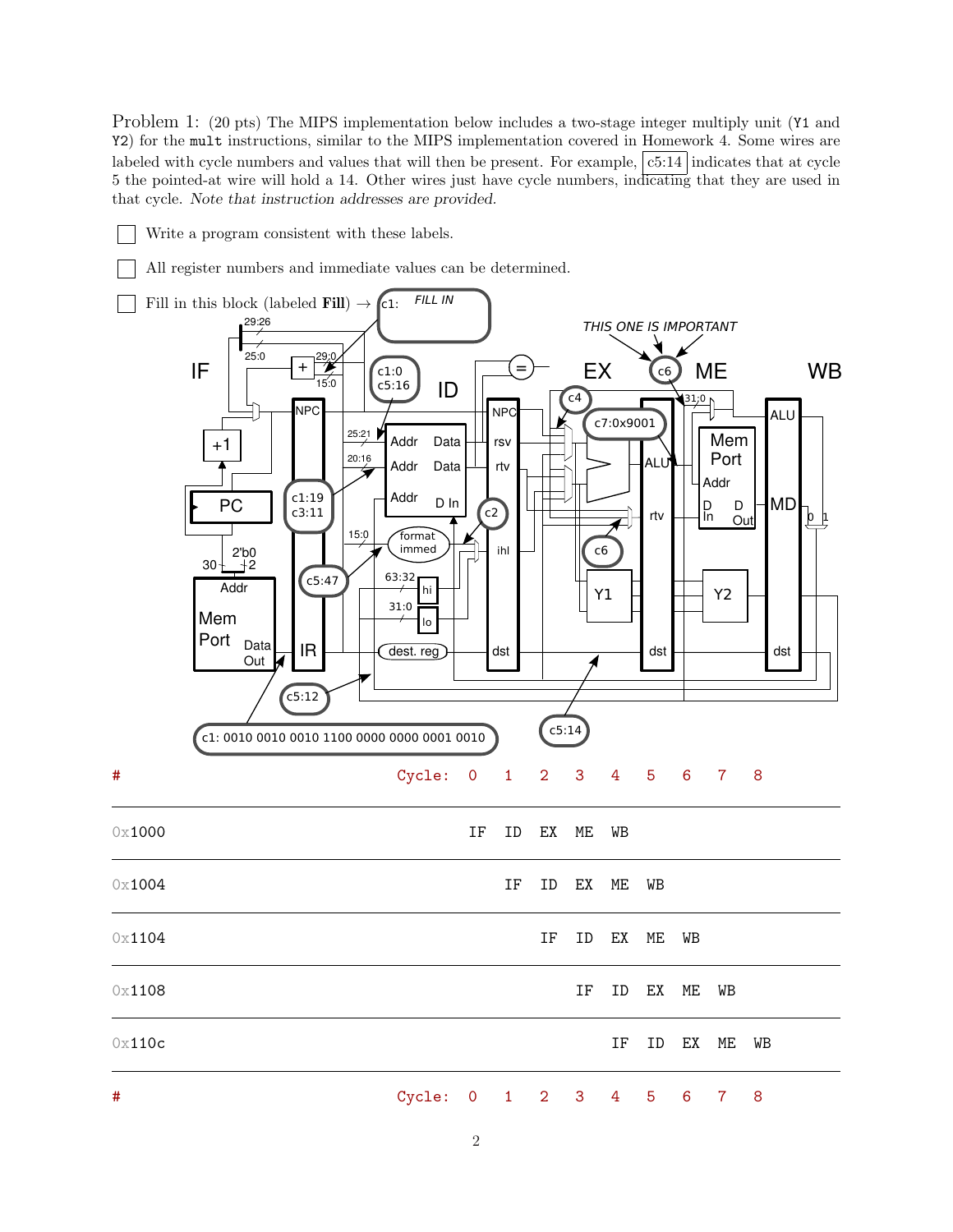Problem 1: (20 pts) The MIPS implementation below includes a two-stage integer multiply unit (`Y1` and `Y2`) for the `mult` instructions, similar to the MIPS implementation covered in Homework 4. Some wires are labeled with cycle numbers and values that will then be present. For example, c5:14 indicates that at cycle 5 the pointed-at wire will hold a 14. Other wires just have cycle numbers, indicating that they are used in that cycle. *Note that instruction addresses are provided.*

- [ ] Write a program consistent with these labels.
- [ ] All register numbers and immediate values can be determined.
- [ ] Fill in this block (labeled **Fill**) →

c1: *FILL IN*

*THIS ONE IS IMPORTANT*

Labels: c1:0 c5:16, c1:19 c3:11, c5:47, c5:12, c2, c4, c6, c6, c7:0x9001, c5:14, c1: 0010 0010 0010 1100 0000 0000 0001 0010

| # | Cycle: | 0 | 1 | 2 | 3 | 4 | 5 | 6 | 7 | 8 |
|---|---|---|---|---|---|---|---|---|---|---|
| 0x1000 | | IF | ID | EX | ME | WB | | | | |
| 0x1004 | | | IF | ID | EX | ME | WB | | | |
| 0x1104 | | | | IF | ID | EX | ME | WB | | |
| 0x1108 | | | | | IF | ID | EX | ME | WB | |
| 0x110c | | | | | | IF | ID | EX | ME | WB |
| # | Cycle: | 0 | 1 | 2 | 3 | 4 | 5 | 6 | 7 | 8 |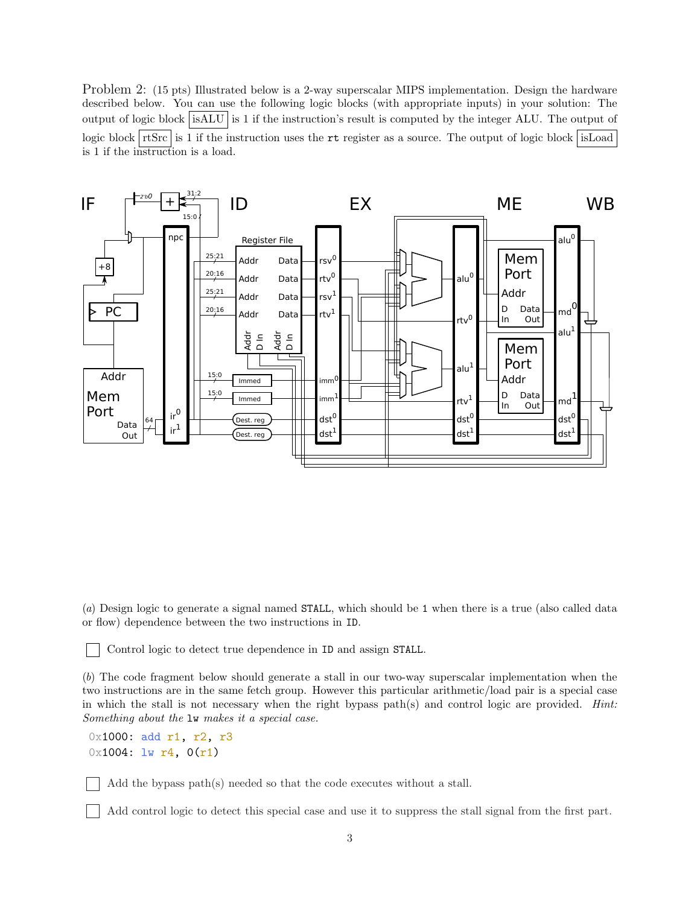Problem 2: (15 pts) Illustrated below is a 2-way superscalar MIPS implementation. Design the hardware described below. You can use the following logic blocks (with appropriate inputs) in your solution: The output of logic block [isALU] is 1 if the instruction's result is computed by the integer ALU. The output of logic block [rtSrc] is 1 if the instruction uses the `rt` register as a source. The output of logic block [isLoad] is 1 if the instruction is a load.

(*a*) Design logic to generate a signal named `STALL`, which should be 1 when there is a true (also called data or flow) dependence between the two instructions in `ID`.

☐ Control logic to detect true dependence in `ID` and assign `STALL`.

(*b*) The code fragment below should generate a stall in our two-way superscalar implementation when the two instructions are in the same fetch group. However this particular arithmetic/load pair is a special case in which the stall is not necessary when the right bypass path(s) and control logic are provided. *Hint: Something about the* `lw` *makes it a special case.*

```
0x1000: add r1, r2, r3
0x1004: lw r4, 0(r1)
```

☐ Add the bypass path(s) needed so that the code executes without a stall.

☐ Add control logic to detect this special case and use it to suppress the stall signal from the first part.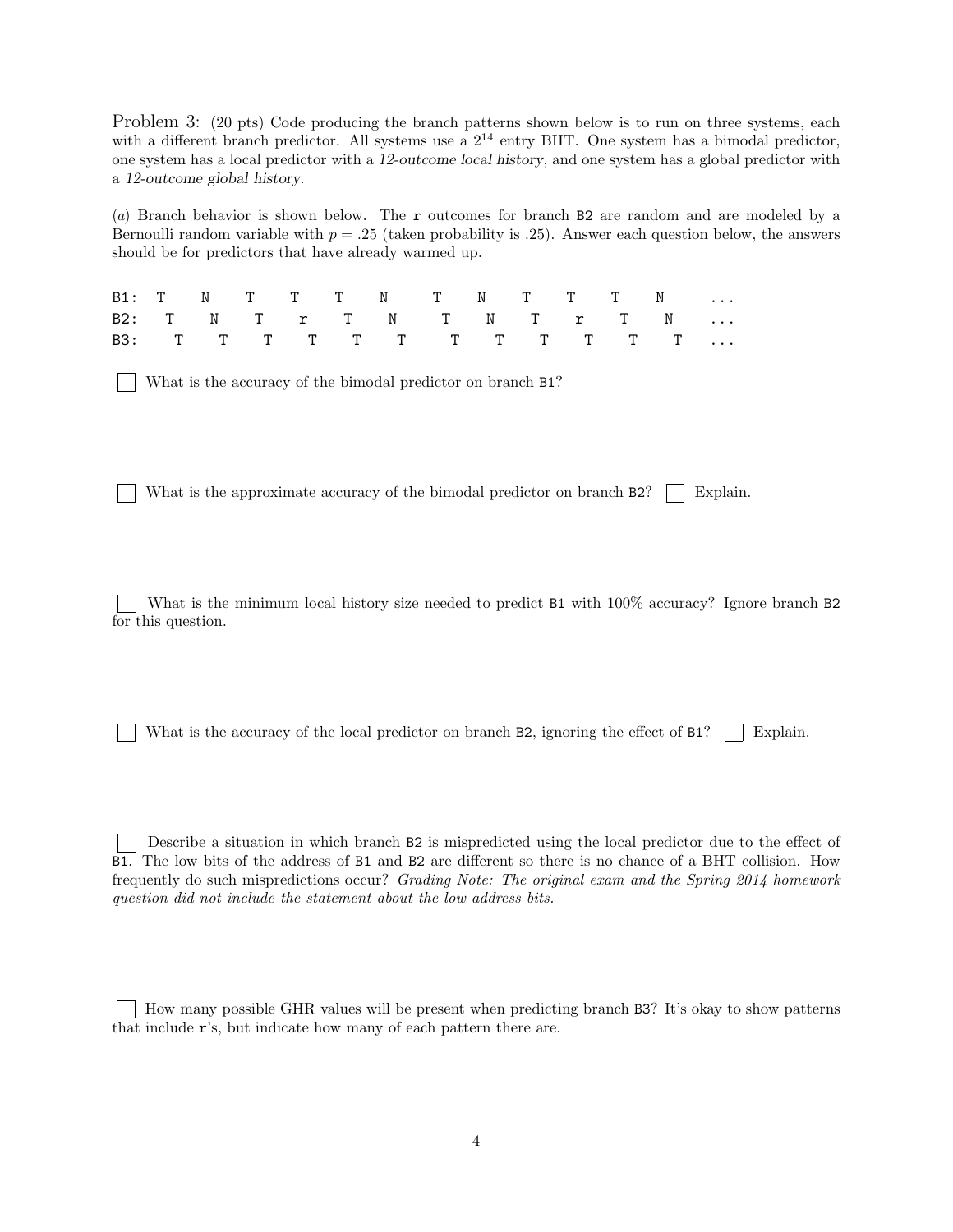Problem 3: (20 pts) Code producing the branch patterns shown below is to run on three systems, each with a different branch predictor. All systems use a $2^{14}$ entry BHT. One system has a bimodal predictor, one system has a local predictor with a *12-outcome local history*, and one system has a global predictor with a *12-outcome global history*.

(*a*) Branch behavior is shown below. The r outcomes for branch B2 are random and are modeled by a Bernoulli random variable with $p = .25$ (taken probability is .25). Answer each question below, the answers should be for predictors that have already warmed up.

```
B1:  T   N   T   T   T   N    T   N   T   T   T   N    ...
B2:   T   N   T   r   T   N    T   N   T   r   T   N    ...
B3:    T   T   T   T   T   T    T   T   T   T   T   T   ...
```

☐ What is the accuracy of the bimodal predictor on branch B1?

☐ What is the approximate accuracy of the bimodal predictor on branch B2? ☐ Explain.

☐ What is the minimum local history size needed to predict B1 with 100% accuracy? Ignore branch B2 for this question.

☐ What is the accuracy of the local predictor on branch B2, ignoring the effect of B1? ☐ Explain.

☐ Describe a situation in which branch B2 is mispredicted using the local predictor due to the effect of B1. The low bits of the address of B1 and B2 are different so there is no chance of a BHT collision. How frequently do such mispredictions occur? *Grading Note: The original exam and the Spring 2014 homework question did not include the statement about the low address bits.*

☐ How many possible GHR values will be present when predicting branch B3? It's okay to show patterns that include r's, but indicate how many of each pattern there are.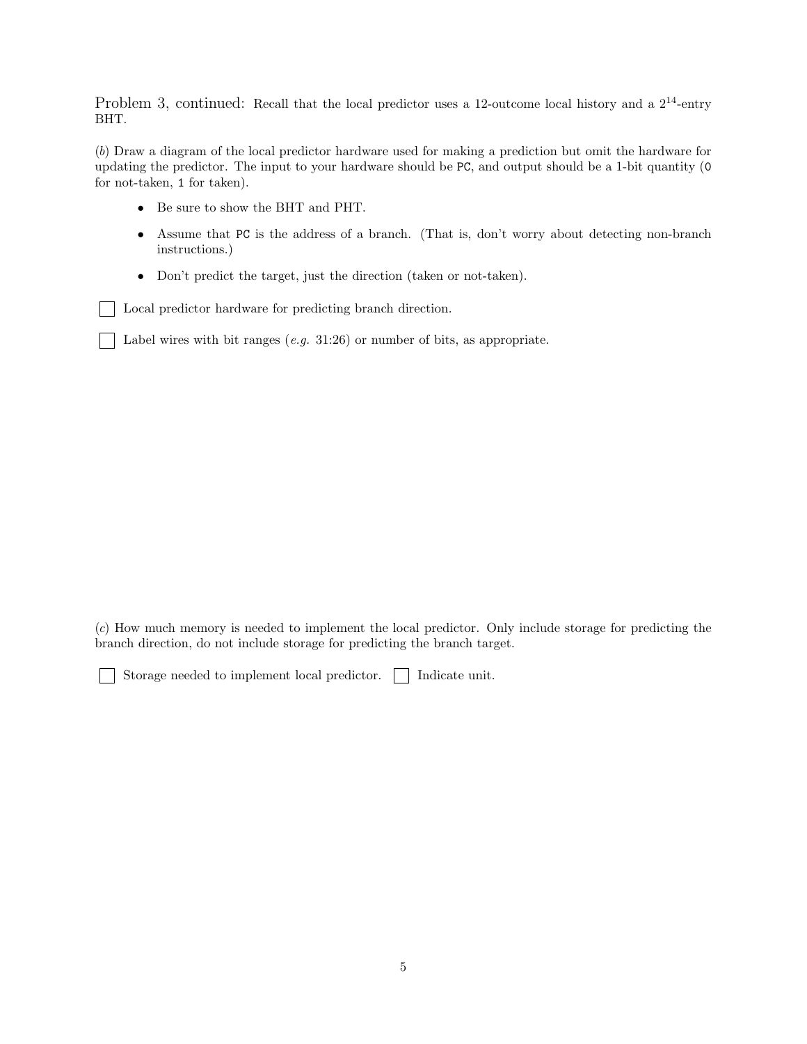Problem 3, continued: Recall that the local predictor uses a 12-outcome local history and a $2^{14}$-entry BHT.

(*b*) Draw a diagram of the local predictor hardware used for making a prediction but omit the hardware for updating the predictor. The input to your hardware should be `PC`, and output should be a 1-bit quantity (`0` for not-taken, `1` for taken).

- Be sure to show the BHT and PHT.
- Assume that `PC` is the address of a branch. (That is, don't worry about detecting non-branch instructions.)
- Don't predict the target, just the direction (taken or not-taken).

☐ Local predictor hardware for predicting branch direction.

☐ Label wires with bit ranges (*e.g.* 31:26) or number of bits, as appropriate.

(*c*) How much memory is needed to implement the local predictor. Only include storage for predicting the branch direction, do not include storage for predicting the branch target.

☐ Storage needed to implement local predictor. ☐ Indicate unit.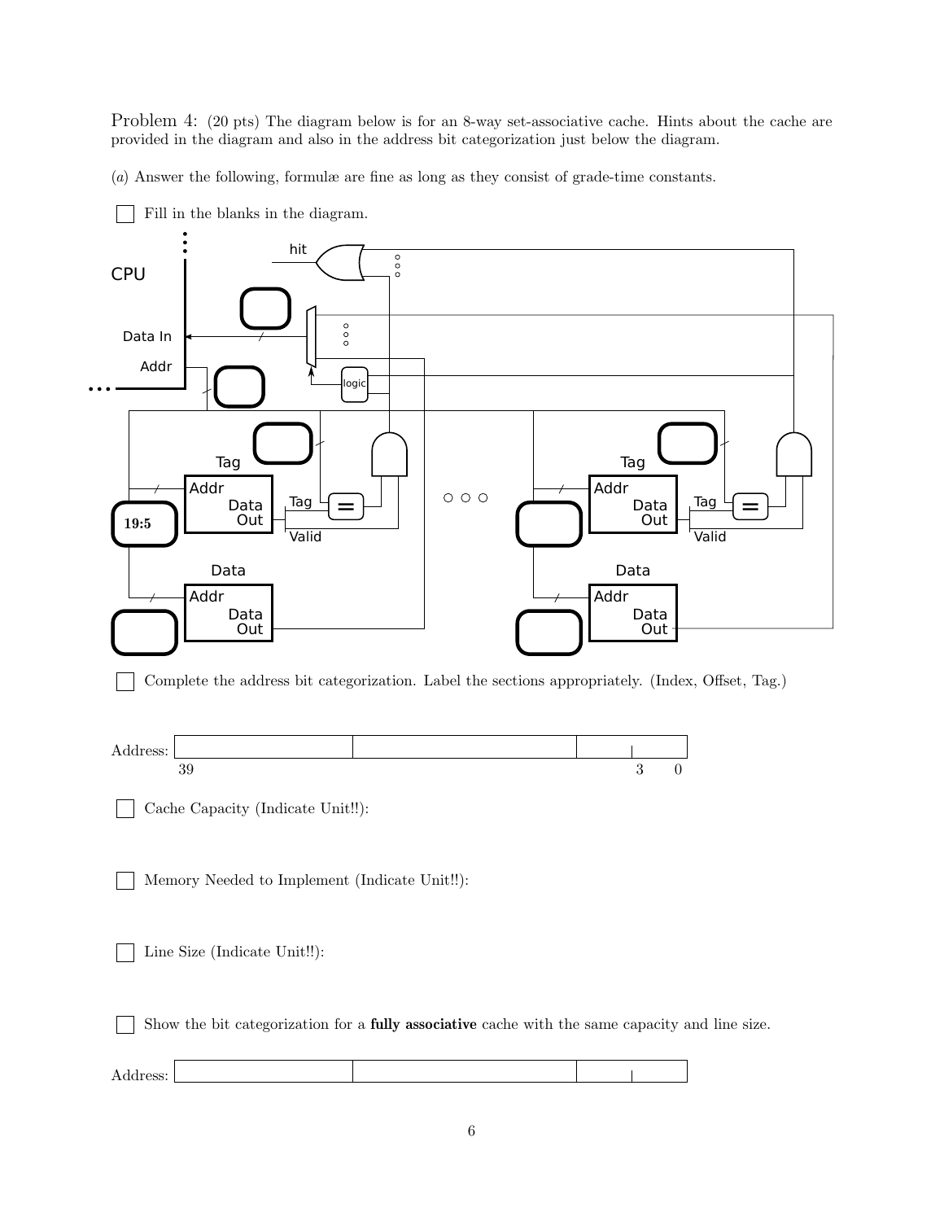Problem 4: (20 pts) The diagram below is for an 8-way set-associative cache. Hints about the cache are provided in the diagram and also in the address bit categorization just below the diagram.

(*a*) Answer the following, formulæ are fine as long as they consist of grade-time constants.

☐ Fill in the blanks in the diagram.

CPU

hit

Data In

Addr

logic

Tag

Addr

Data Out

Tag

Valid

19:5

Data

Addr

Data Out

Tag

Addr

Data Out

Tag

Valid

Data

Addr

Data Out

☐ Complete the address bit categorization. Label the sections appropriately. (Index, Offset, Tag.)

Address: 39 ... 3 ... 0

☐ Cache Capacity (Indicate Unit!!):

☐ Memory Needed to Implement (Indicate Unit!!):

☐ Line Size (Indicate Unit!!):

☐ Show the bit categorization for a **fully associative** cache with the same capacity and line size.

Address: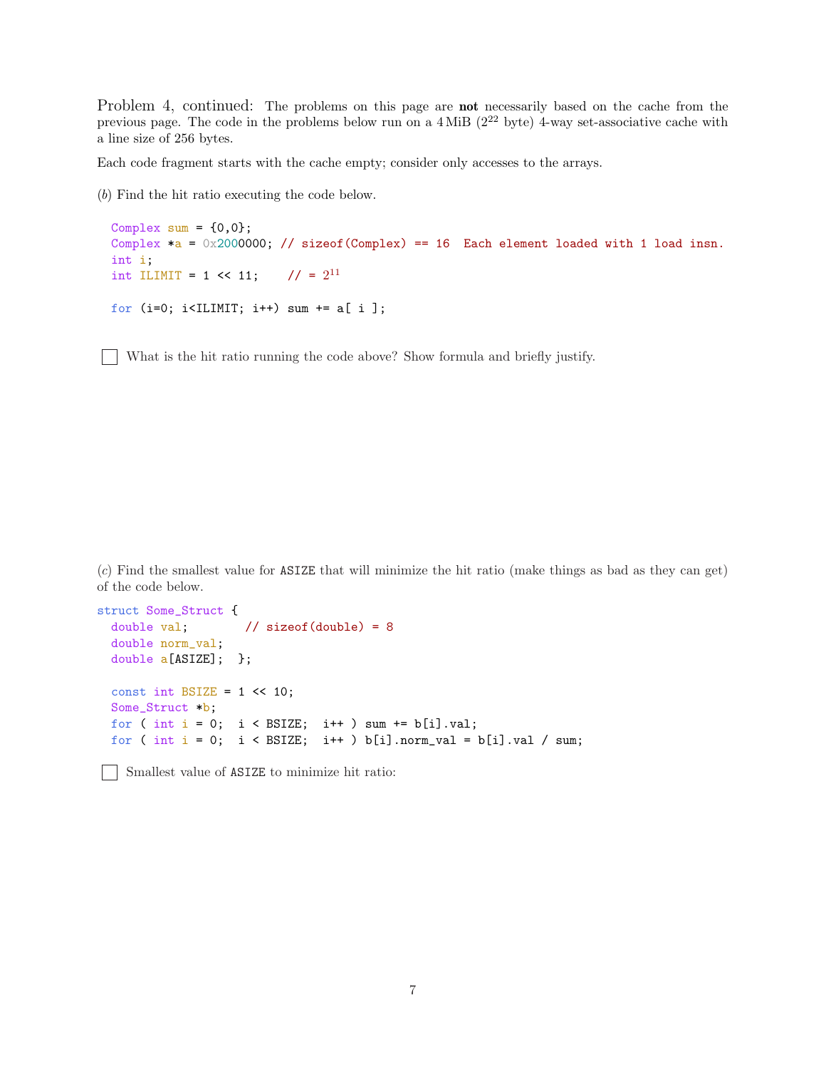Problem 4, continued: The problems on this page are **not** necessarily based on the cache from the previous page. The code in the problems below run on a 4 MiB ($2^{22}$ byte) 4-way set-associative cache with a line size of 256 bytes.

Each code fragment starts with the cache empty; consider only accesses to the arrays.

(*b*) Find the hit ratio executing the code below.

```
  Complex sum = {0,0};
  Complex *a = 0x2000000; // sizeof(Complex) == 16  Each element loaded with 1 load insn.
  int i;
  int ILIMIT = 1 << 11;    // = 2^11

  for (i=0; i<ILIMIT; i++) sum += a[ i ];
```

☐ What is the hit ratio running the code above? Show formula and briefly justify.

(*c*) Find the smallest value for `ASIZE` that will minimize the hit ratio (make things as bad as they can get) of the code below.

```
struct Some_Struct {
  double val;        // sizeof(double) = 8
  double norm_val;
  double a[ASIZE];  };

  const int BSIZE = 1 << 10;
  Some_Struct *b;
  for ( int i = 0;  i < BSIZE;  i++ ) sum += b[i].val;
  for ( int i = 0;  i < BSIZE;  i++ ) b[i].norm_val = b[i].val / sum;
```

☐ Smallest value of `ASIZE` to minimize hit ratio: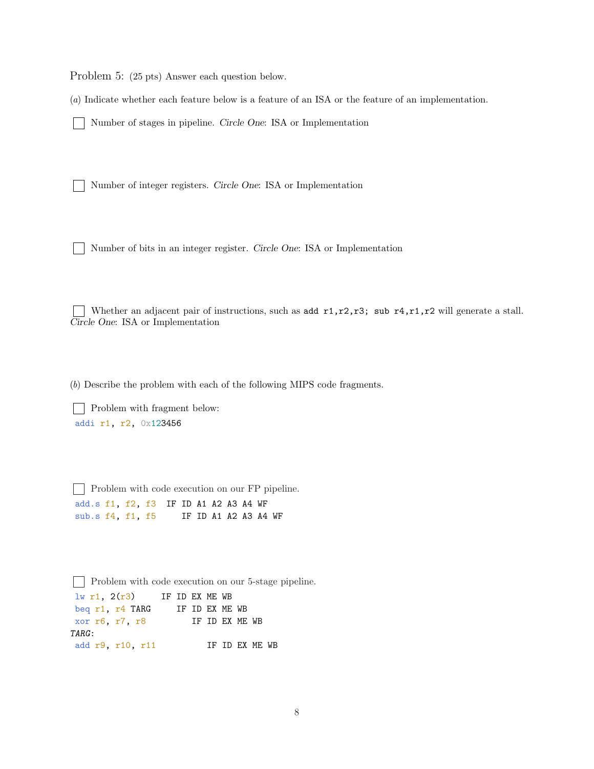Problem 5: (25 pts) Answer each question below.

(*a*) Indicate whether each feature below is a feature of an ISA or the feature of an implementation.

☐ Number of stages in pipeline. *Circle One*: ISA or Implementation

☐ Number of integer registers. *Circle One*: ISA or Implementation

☐ Number of bits in an integer register. *Circle One*: ISA or Implementation

☐ Whether an adjacent pair of instructions, such as `add r1,r2,r3; sub r4,r1,r2` will generate a stall. *Circle One*: ISA or Implementation

(*b*) Describe the problem with each of the following MIPS code fragments.

☐ Problem with fragment below:

```
addi r1, r2, 0x123456
```

☐ Problem with code execution on our FP pipeline.

```
add.s f1, f2, f3  IF ID A1 A2 A3 A4 WF
sub.s f4, f1, f5     IF ID A1 A2 A3 A4 WF
```

☐ Problem with code execution on our 5-stage pipeline.

```
lw r1, 2(r3)     IF ID EX ME WB
beq r1, r4 TARG     IF ID EX ME WB
xor r6, r7, r8         IF ID EX ME WB
TARG:
add r9, r10, r11          IF ID EX ME WB
```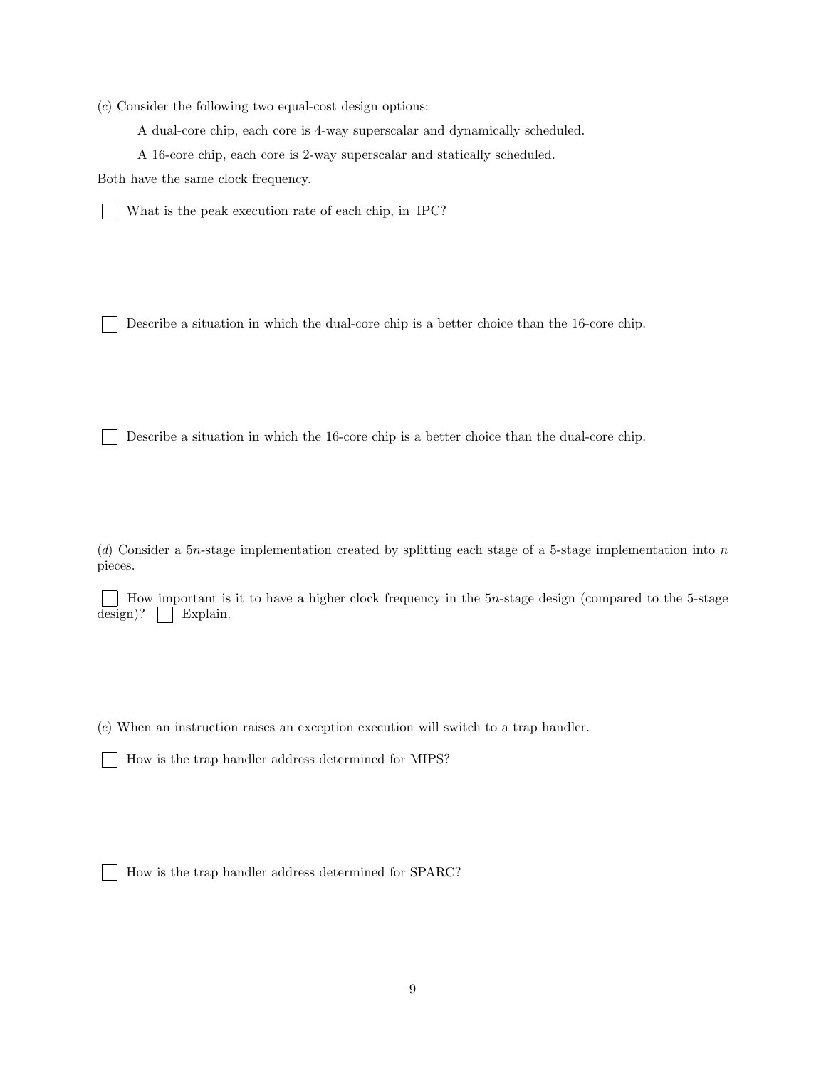(*c*) Consider the following two equal-cost design options:

A dual-core chip, each core is 4-way superscalar and dynamically scheduled.

A 16-core chip, each core is 2-way superscalar and statically scheduled.

Both have the same clock frequency.

☐ What is the peak execution rate of each chip, in IPC?

☐ Describe a situation in which the dual-core chip is a better choice than the 16-core chip.

☐ Describe a situation in which the 16-core chip is a better choice than the dual-core chip.

(*d*) Consider a $5n$-stage implementation created by splitting each stage of a 5-stage implementation into $n$ pieces.

☐ How important is it to have a higher clock frequency in the $5n$-stage design (compared to the 5-stage design)? ☐ Explain.

(*e*) When an instruction raises an exception execution will switch to a trap handler.

☐ How is the trap handler address determined for MIPS?

☐ How is the trap handler address determined for SPARC?